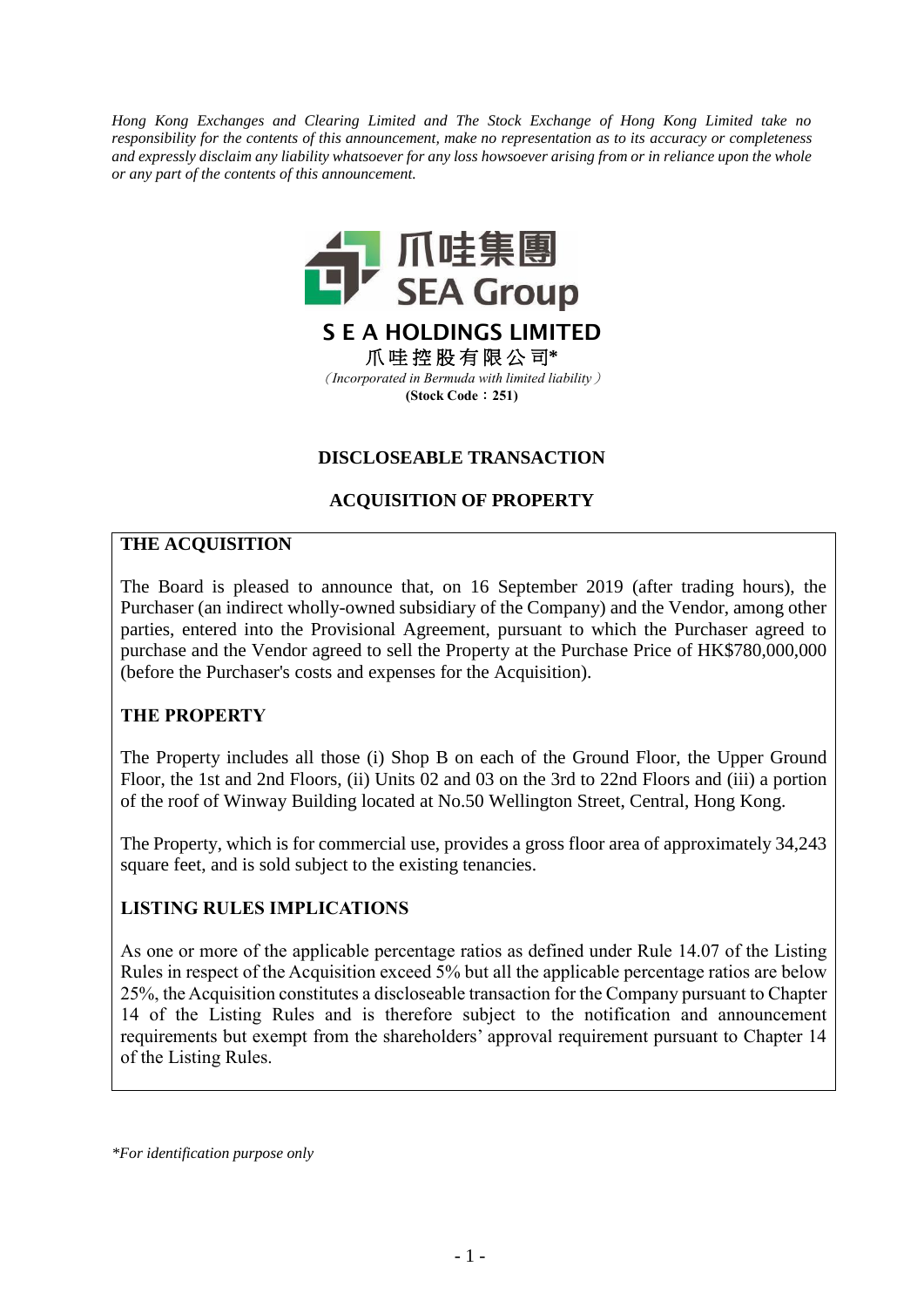*Hong Kong Exchanges and Clearing Limited and The Stock Exchange of Hong Kong Limited take no responsibility for the contents of this announcement, make no representation as to its accuracy or completeness and expressly disclaim any liability whatsoever for any loss howsoever arising from or in reliance upon the whole or any part of the contents of this announcement.*

爪哇集團
SEA Group

**S E A HOLDINGS LIMITED**

**爪哇控股有限公司***

*(Incorporated in Bermuda with limited liability)*

**(Stock Code：251)**

## DISCLOSEABLE TRANSACTION

## ACQUISITION OF PROPERTY

### THE ACQUISITION

The Board is pleased to announce that, on 16 September 2019 (after trading hours), the Purchaser (an indirect wholly-owned subsidiary of the Company) and the Vendor, among other parties, entered into the Provisional Agreement, pursuant to which the Purchaser agreed to purchase and the Vendor agreed to sell the Property at the Purchase Price of HK$780,000,000 (before the Purchaser's costs and expenses for the Acquisition).

### THE PROPERTY

The Property includes all those (i) Shop B on each of the Ground Floor, the Upper Ground Floor, the 1st and 2nd Floors, (ii) Units 02 and 03 on the 3rd to 22nd Floors and (iii) a portion of the roof of Winway Building located at No.50 Wellington Street, Central, Hong Kong.

The Property, which is for commercial use, provides a gross floor area of approximately 34,243 square feet, and is sold subject to the existing tenancies.

### LISTING RULES IMPLICATIONS

As one or more of the applicable percentage ratios as defined under Rule 14.07 of the Listing Rules in respect of the Acquisition exceed 5% but all the applicable percentage ratios are below 25%, the Acquisition constitutes a discloseable transaction for the Company pursuant to Chapter 14 of the Listing Rules and is therefore subject to the notification and announcement requirements but exempt from the shareholders' approval requirement pursuant to Chapter 14 of the Listing Rules.

*For identification purpose only*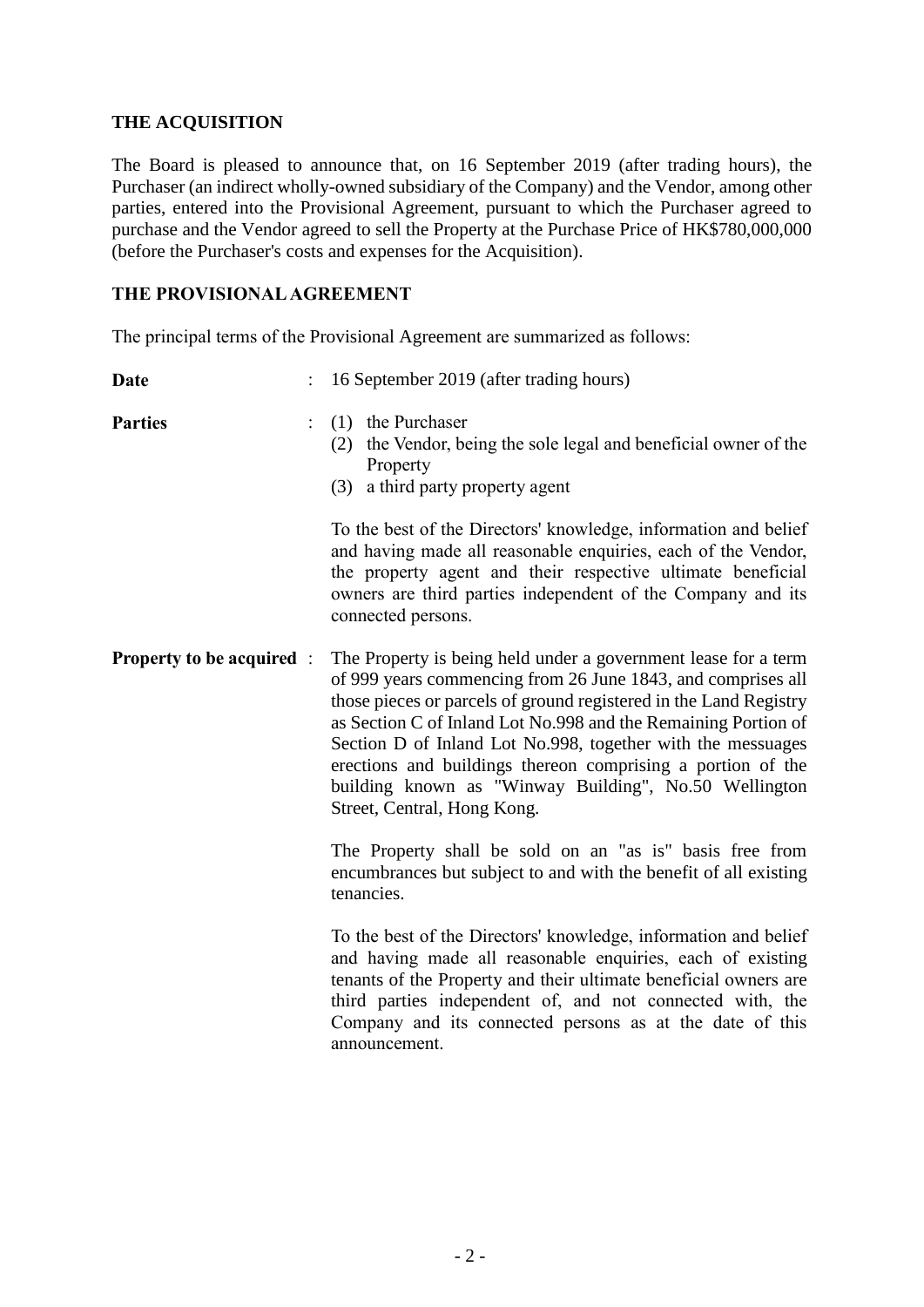## THE ACQUISITION

The Board is pleased to announce that, on 16 September 2019 (after trading hours), the Purchaser (an indirect wholly-owned subsidiary of the Company) and the Vendor, among other parties, entered into the Provisional Agreement, pursuant to which the Purchaser agreed to purchase and the Vendor agreed to sell the Property at the Purchase Price of HK$780,000,000 (before the Purchaser's costs and expenses for the Acquisition).

## THE PROVISIONAL AGREEMENT

The principal terms of the Provisional Agreement are summarized as follows:

**Date** : 16 September 2019 (after trading hours)

**Parties** :

(1) the Purchaser
(2) the Vendor, being the sole legal and beneficial owner of the Property
(3) a third party property agent

To the best of the Directors' knowledge, information and belief and having made all reasonable enquiries, each of the Vendor, the property agent and their respective ultimate beneficial owners are third parties independent of the Company and its connected persons.

**Property to be acquired** : The Property is being held under a government lease for a term of 999 years commencing from 26 June 1843, and comprises all those pieces or parcels of ground registered in the Land Registry as Section C of Inland Lot No.998 and the Remaining Portion of Section D of Inland Lot No.998, together with the messuages erections and buildings thereon comprising a portion of the building known as "Winway Building", No.50 Wellington Street, Central, Hong Kong.

The Property shall be sold on an "as is" basis free from encumbrances but subject to and with the benefit of all existing tenancies.

To the best of the Directors' knowledge, information and belief and having made all reasonable enquiries, each of existing tenants of the Property and their ultimate beneficial owners are third parties independent of, and not connected with, the Company and its connected persons as at the date of this announcement.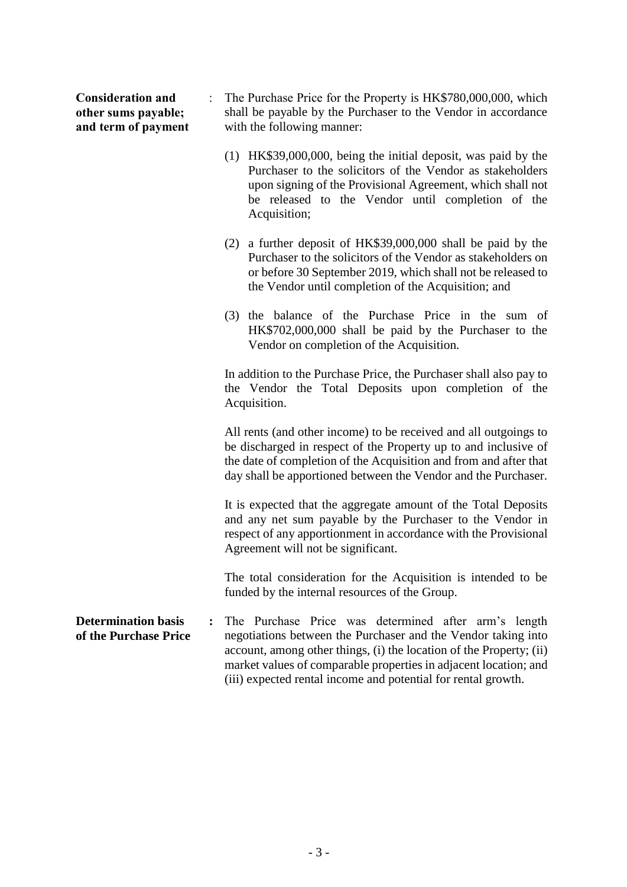**Consideration and other sums payable; and term of payment** : The Purchase Price for the Property is HK$780,000,000, which shall be payable by the Purchaser to the Vendor in accordance with the following manner:

(1) HK$39,000,000, being the initial deposit, was paid by the Purchaser to the solicitors of the Vendor as stakeholders upon signing of the Provisional Agreement, which shall not be released to the Vendor until completion of the Acquisition;

(2) a further deposit of HK$39,000,000 shall be paid by the Purchaser to the solicitors of the Vendor as stakeholders on or before 30 September 2019, which shall not be released to the Vendor until completion of the Acquisition; and

(3) the balance of the Purchase Price in the sum of HK$702,000,000 shall be paid by the Purchaser to the Vendor on completion of the Acquisition.

In addition to the Purchase Price, the Purchaser shall also pay to the Vendor the Total Deposits upon completion of the Acquisition.

All rents (and other income) to be received and all outgoings to be discharged in respect of the Property up to and inclusive of the date of completion of the Acquisition and from and after that day shall be apportioned between the Vendor and the Purchaser.

It is expected that the aggregate amount of the Total Deposits and any net sum payable by the Purchaser to the Vendor in respect of any apportionment in accordance with the Provisional Agreement will not be significant.

The total consideration for the Acquisition is intended to be funded by the internal resources of the Group.

**Determination basis of the Purchase Price** : The Purchase Price was determined after arm's length negotiations between the Purchaser and the Vendor taking into account, among other things, (i) the location of the Property; (ii) market values of comparable properties in adjacent location; and (iii) expected rental income and potential for rental growth.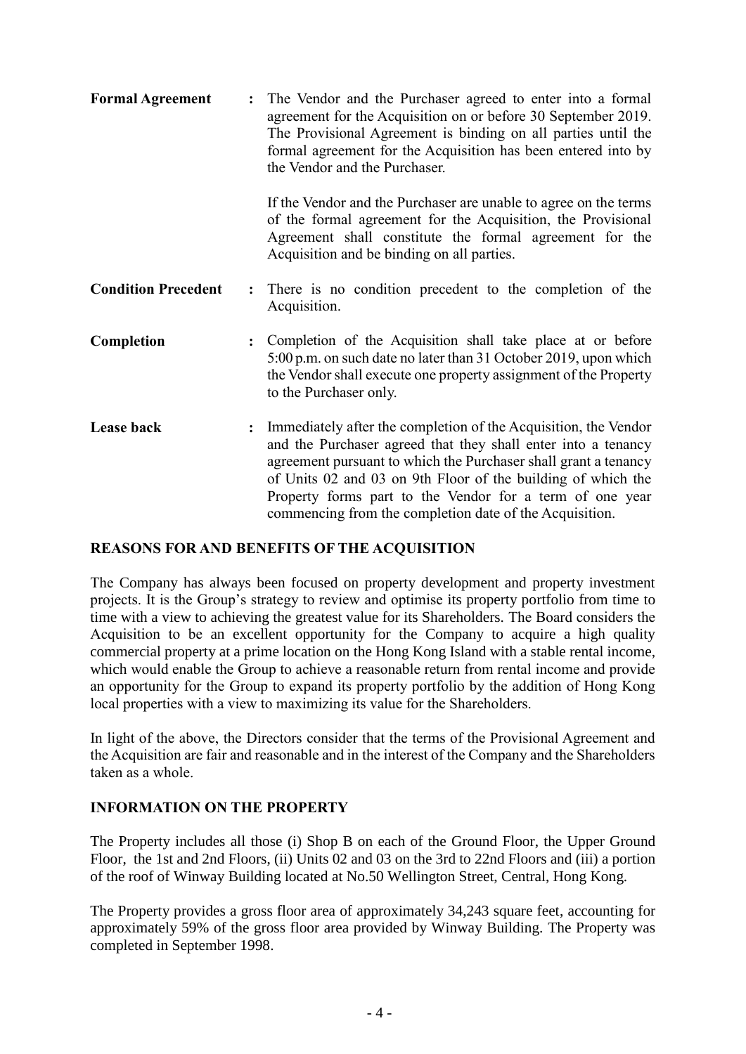| | | |
|---|---|---|
| **Formal Agreement** | : | The Vendor and the Purchaser agreed to enter into a formal agreement for the Acquisition on or before 30 September 2019. The Provisional Agreement is binding on all parties until the formal agreement for the Acquisition has been entered into by the Vendor and the Purchaser.<br><br>If the Vendor and the Purchaser are unable to agree on the terms of the formal agreement for the Acquisition, the Provisional Agreement shall constitute the formal agreement for the Acquisition and be binding on all parties. |
| **Condition Precedent** | : | There is no condition precedent to the completion of the Acquisition. |
| **Completion** | : | Completion of the Acquisition shall take place at or before 5:00 p.m. on such date no later than 31 October 2019, upon which the Vendor shall execute one property assignment of the Property to the Purchaser only. |
| **Lease back** | : | Immediately after the completion of the Acquisition, the Vendor and the Purchaser agreed that they shall enter into a tenancy agreement pursuant to which the Purchaser shall grant a tenancy of Units 02 and 03 on 9th Floor of the building of which the Property forms part to the Vendor for a term of one year commencing from the completion date of the Acquisition. |

## REASONS FOR AND BENEFITS OF THE ACQUISITION

The Company has always been focused on property development and property investment projects. It is the Group's strategy to review and optimise its property portfolio from time to time with a view to achieving the greatest value for its Shareholders. The Board considers the Acquisition to be an excellent opportunity for the Company to acquire a high quality commercial property at a prime location on the Hong Kong Island with a stable rental income, which would enable the Group to achieve a reasonable return from rental income and provide an opportunity for the Group to expand its property portfolio by the addition of Hong Kong local properties with a view to maximizing its value for the Shareholders.

In light of the above, the Directors consider that the terms of the Provisional Agreement and the Acquisition are fair and reasonable and in the interest of the Company and the Shareholders taken as a whole.

## INFORMATION ON THE PROPERTY

The Property includes all those (i) Shop B on each of the Ground Floor, the Upper Ground Floor, the 1st and 2nd Floors, (ii) Units 02 and 03 on the 3rd to 22nd Floors and (iii) a portion of the roof of Winway Building located at No.50 Wellington Street, Central, Hong Kong.

The Property provides a gross floor area of approximately 34,243 square feet, accounting for approximately 59% of the gross floor area provided by Winway Building. The Property was completed in September 1998.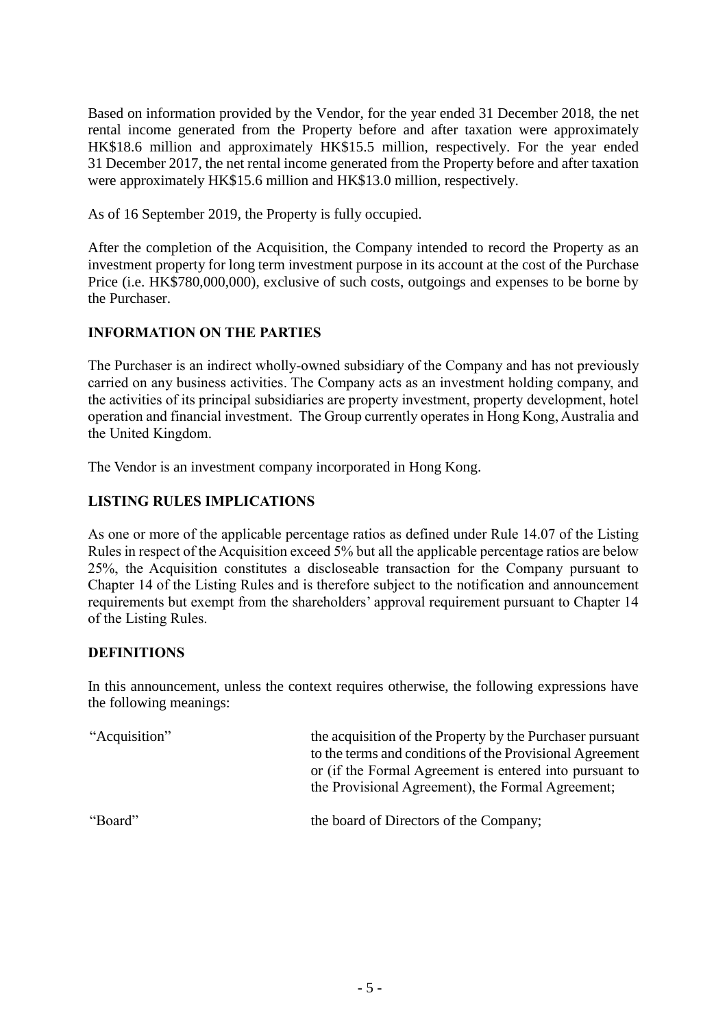Based on information provided by the Vendor, for the year ended 31 December 2018, the net rental income generated from the Property before and after taxation were approximately HK$18.6 million and approximately HK$15.5 million, respectively. For the year ended 31 December 2017, the net rental income generated from the Property before and after taxation were approximately HK$15.6 million and HK$13.0 million, respectively.

As of 16 September 2019, the Property is fully occupied.

After the completion of the Acquisition, the Company intended to record the Property as an investment property for long term investment purpose in its account at the cost of the Purchase Price (i.e. HK$780,000,000), exclusive of such costs, outgoings and expenses to be borne by the Purchaser.

## INFORMATION ON THE PARTIES

The Purchaser is an indirect wholly-owned subsidiary of the Company and has not previously carried on any business activities. The Company acts as an investment holding company, and the activities of its principal subsidiaries are property investment, property development, hotel operation and financial investment. The Group currently operates in Hong Kong, Australia and the United Kingdom.

The Vendor is an investment company incorporated in Hong Kong.

## LISTING RULES IMPLICATIONS

As one or more of the applicable percentage ratios as defined under Rule 14.07 of the Listing Rules in respect of the Acquisition exceed 5% but all the applicable percentage ratios are below 25%, the Acquisition constitutes a discloseable transaction for the Company pursuant to Chapter 14 of the Listing Rules and is therefore subject to the notification and announcement requirements but exempt from the shareholders' approval requirement pursuant to Chapter 14 of the Listing Rules.

## DEFINITIONS

In this announcement, unless the context requires otherwise, the following expressions have the following meanings:

| | |
|---|---|
| "Acquisition" | the acquisition of the Property by the Purchaser pursuant to the terms and conditions of the Provisional Agreement or (if the Formal Agreement is entered into pursuant to the Provisional Agreement), the Formal Agreement; |
| "Board" | the board of Directors of the Company; |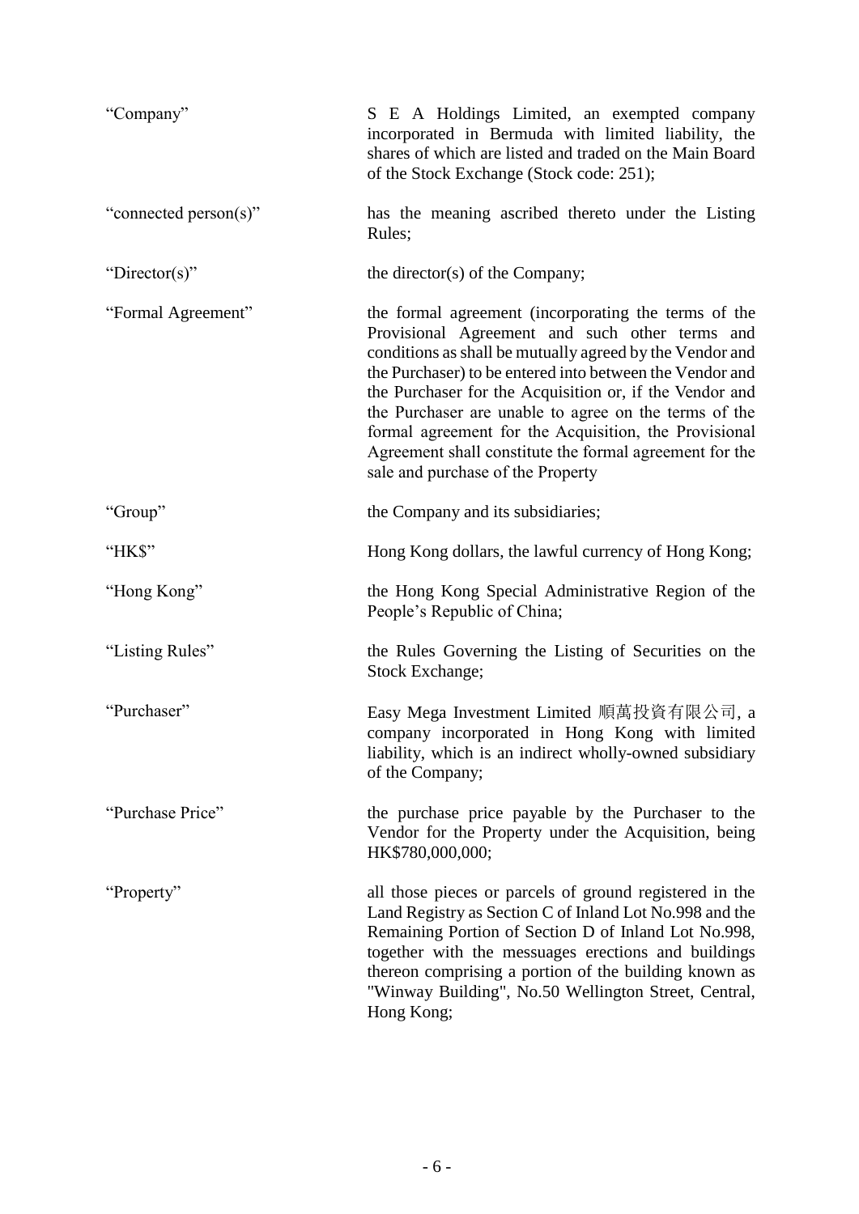| | |
|---|---|
| "Company" | S E A Holdings Limited, an exempted company incorporated in Bermuda with limited liability, the shares of which are listed and traded on the Main Board of the Stock Exchange (Stock code: 251); |
| "connected person(s)" | has the meaning ascribed thereto under the Listing Rules; |
| "Director(s)" | the director(s) of the Company; |
| "Formal Agreement" | the formal agreement (incorporating the terms of the Provisional Agreement and such other terms and conditions as shall be mutually agreed by the Vendor and the Purchaser) to be entered into between the Vendor and the Purchaser for the Acquisition or, if the Vendor and the Purchaser are unable to agree on the terms of the formal agreement for the Acquisition, the Provisional Agreement shall constitute the formal agreement for the sale and purchase of the Property |
| "Group" | the Company and its subsidiaries; |
| "HK$" | Hong Kong dollars, the lawful currency of Hong Kong; |
| "Hong Kong" | the Hong Kong Special Administrative Region of the People's Republic of China; |
| "Listing Rules" | the Rules Governing the Listing of Securities on the Stock Exchange; |
| "Purchaser" | Easy Mega Investment Limited 順萬投資有限公司, a company incorporated in Hong Kong with limited liability, which is an indirect wholly-owned subsidiary of the Company; |
| "Purchase Price" | the purchase price payable by the Purchaser to the Vendor for the Property under the Acquisition, being HK$780,000,000; |
| "Property" | all those pieces or parcels of ground registered in the Land Registry as Section C of Inland Lot No.998 and the Remaining Portion of Section D of Inland Lot No.998, together with the messuages erections and buildings thereon comprising a portion of the building known as "Winway Building", No.50 Wellington Street, Central, Hong Kong; |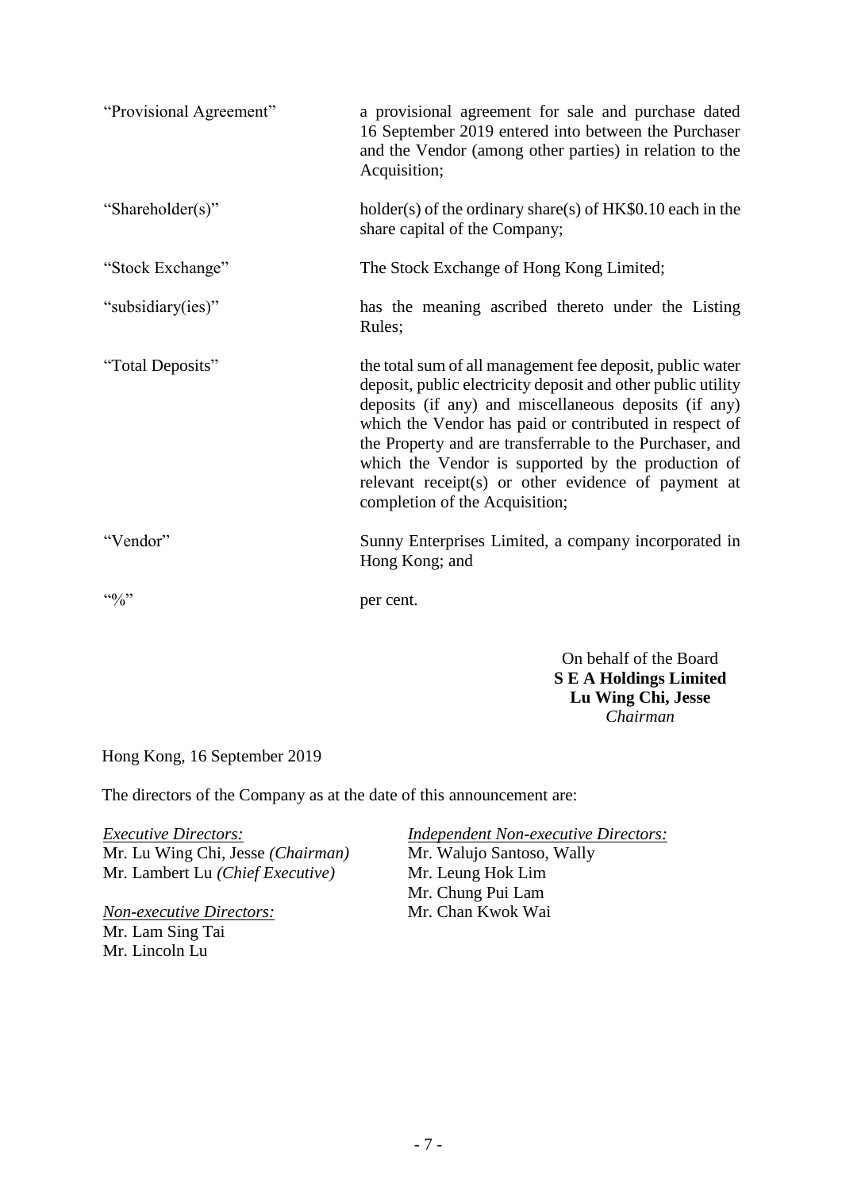| | |
|---|---|
| "Provisional Agreement" | a provisional agreement for sale and purchase dated 16 September 2019 entered into between the Purchaser and the Vendor (among other parties) in relation to the Acquisition; |
| "Shareholder(s)" | holder(s) of the ordinary share(s) of HK$0.10 each in the share capital of the Company; |
| "Stock Exchange" | The Stock Exchange of Hong Kong Limited; |
| "subsidiary(ies)" | has the meaning ascribed thereto under the Listing Rules; |
| "Total Deposits" | the total sum of all management fee deposit, public water deposit, public electricity deposit and other public utility deposits (if any) and miscellaneous deposits (if any) which the Vendor has paid or contributed in respect of the Property and are transferrable to the Purchaser, and which the Vendor is supported by the production of relevant receipt(s) or other evidence of payment at completion of the Acquisition; |
| "Vendor" | Sunny Enterprises Limited, a company incorporated in Hong Kong; and |
| "%" | per cent. |

On behalf of the Board
**S E A Holdings Limited**
**Lu Wing Chi, Jesse**
*Chairman*

Hong Kong, 16 September 2019

The directors of the Company as at the date of this announcement are:

*Executive Directors:*
Mr. Lu Wing Chi, Jesse *(Chairman)*
Mr. Lambert Lu *(Chief Executive)*

*Non-executive Directors:*
Mr. Lam Sing Tai
Mr. Lincoln Lu

*Independent Non-executive Directors:*
Mr. Walujo Santoso, Wally
Mr. Leung Hok Lim
Mr. Chung Pui Lam
Mr. Chan Kwok Wai